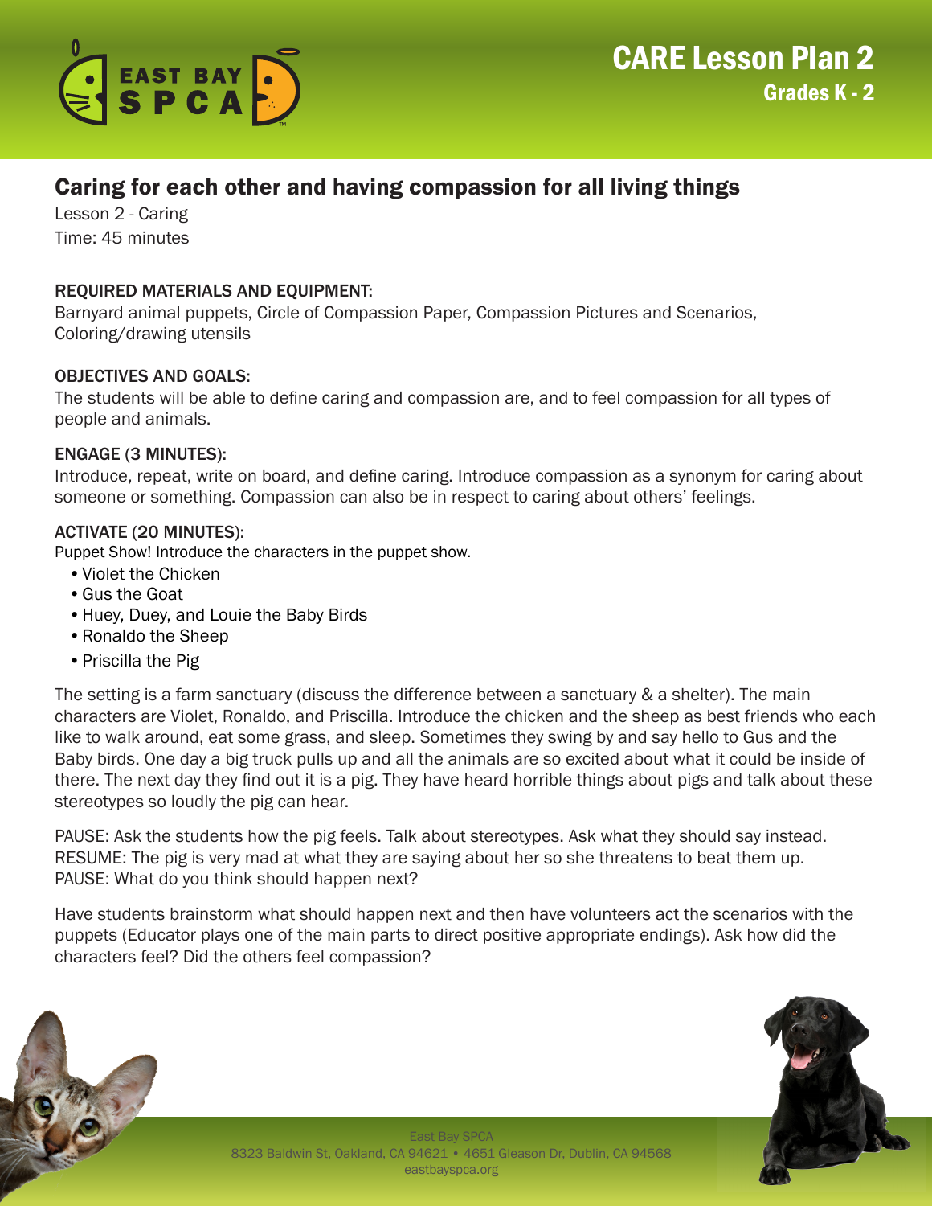# CARE Lesson Plan 2

## Grades K - 2

## Caring for each other and having compassion for all living things

Lesson 2 - Caring
Time: 45 minutes

### REQUIRED MATERIALS AND EQUIPMENT:

Barnyard animal puppets, Circle of Compassion Paper, Compassion Pictures and Scenarios, Coloring/drawing utensils

### OBJECTIVES AND GOALS:

The students will be able to define caring and compassion are, and to feel compassion for all types of people and animals.

### ENGAGE (3 MINUTES):

Introduce, repeat, write on board, and define caring. Introduce compassion as a synonym for caring about someone or something. Compassion can also be in respect to caring about others' feelings.

### ACTIVATE (20 MINUTES):

Puppet Show! Introduce the characters in the puppet show.

- Violet the Chicken
- Gus the Goat
- Huey, Duey, and Louie the Baby Birds
- Ronaldo the Sheep
- Priscilla the Pig

The setting is a farm sanctuary (discuss the difference between a sanctuary & a shelter). The main characters are Violet, Ronaldo, and Priscilla. Introduce the chicken and the sheep as best friends who each like to walk around, eat some grass, and sleep. Sometimes they swing by and say hello to Gus and the Baby birds. One day a big truck pulls up and all the animals are so excited about what it could be inside of there. The next day they find out it is a pig. They have heard horrible things about pigs and talk about these stereotypes so loudly the pig can hear.

PAUSE: Ask the students how the pig feels. Talk about stereotypes. Ask what they should say instead.
RESUME: The pig is very mad at what they are saying about her so she threatens to beat them up.
PAUSE: What do you think should happen next?

Have students brainstorm what should happen next and then have volunteers act the scenarios with the puppets (Educator plays one of the main parts to direct positive appropriate endings). Ask how did the characters feel? Did the others feel compassion?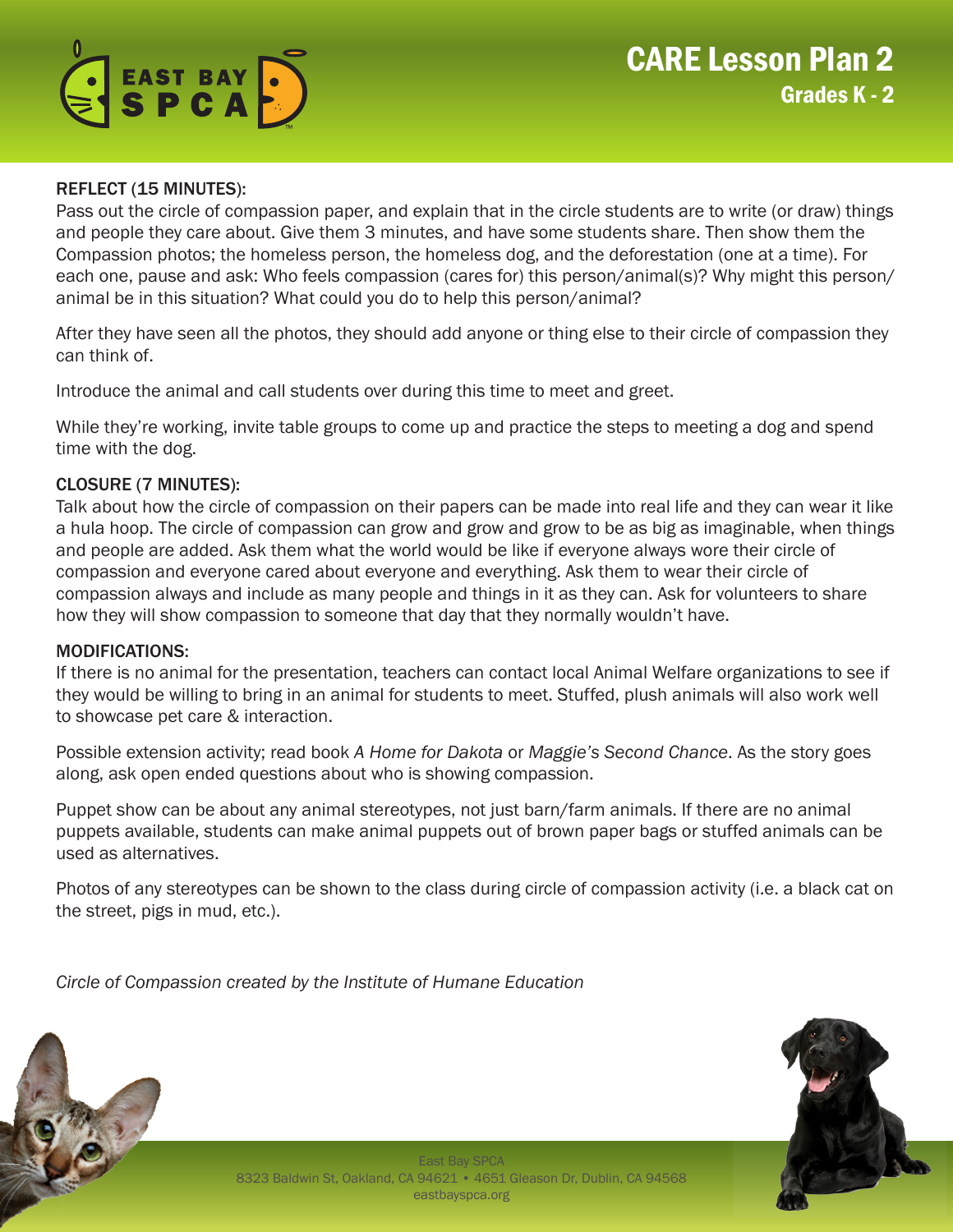# CARE Lesson Plan 2

## Grades K - 2

**REFLECT (15 MINUTES):**
Pass out the circle of compassion paper, and explain that in the circle students are to write (or draw) things and people they care about. Give them 3 minutes, and have some students share. Then show them the Compassion photos; the homeless person, the homeless dog, and the deforestation (one at a time). For each one, pause and ask: Who feels compassion (cares for) this person/animal(s)? Why might this person/animal be in this situation? What could you do to help this person/animal?

After they have seen all the photos, they should add anyone or thing else to their circle of compassion they can think of.

Introduce the animal and call students over during this time to meet and greet.

While they're working, invite table groups to come up and practice the steps to meeting a dog and spend time with the dog.

**CLOSURE (7 MINUTES):**
Talk about how the circle of compassion on their papers can be made into real life and they can wear it like a hula hoop. The circle of compassion can grow and grow and grow to be as big as imaginable, when things and people are added. Ask them what the world would be like if everyone always wore their circle of compassion and everyone cared about everyone and everything. Ask them to wear their circle of compassion always and include as many people and things in it as they can. Ask for volunteers to share how they will show compassion to someone that day that they normally wouldn't have.

**MODIFICATIONS:**
If there is no animal for the presentation, teachers can contact local Animal Welfare organizations to see if they would be willing to bring in an animal for students to meet. Stuffed, plush animals will also work well to showcase pet care & interaction.

Possible extension activity; read book *A Home for Dakota* or *Maggie's Second Chance*. As the story goes along, ask open ended questions about who is showing compassion.

Puppet show can be about any animal stereotypes, not just barn/farm animals. If there are no animal puppets available, students can make animal puppets out of brown paper bags or stuffed animals can be used as alternatives.

Photos of any stereotypes can be shown to the class during circle of compassion activity (i.e. a black cat on the street, pigs in mud, etc.).

*Circle of Compassion created by the Institute of Humane Education*